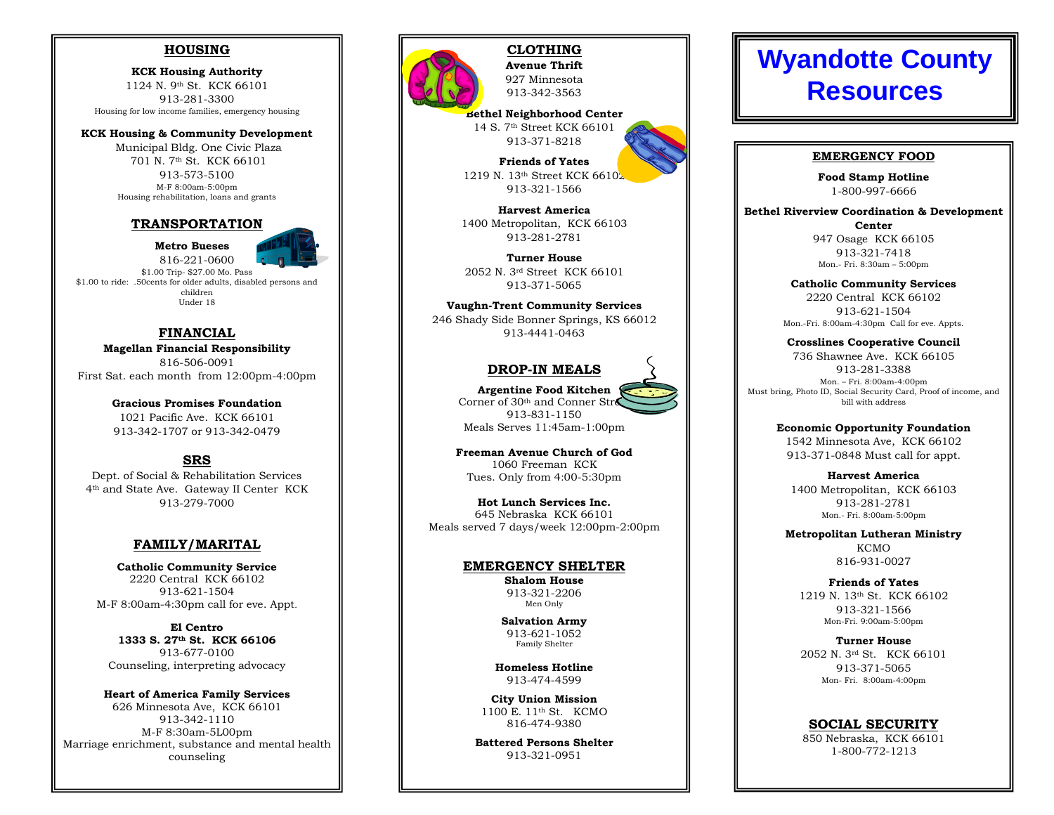## HOUSING

**KCK Housing Authority**
1124 N. 9th St. KCK 66101
913-281-3300
Housing for low income families, emergency housing

**KCK Housing & Community Development**
Municipal Bldg. One Civic Plaza
701 N. 7th St. KCK 66101
913-573-5100
M-F 8:00am-5:00pm
Housing rehabilitation, loans and grants

## TRANSPORTATION

**Metro Bueses**
816-221-0600
$1.00 Trip- $27.00 Mo. Pass
$1.00 to ride: .50cents for older adults, disabled persons and children
Under 18

## FINANCIAL

**Magellan Financial Responsibility**
816-506-0091
First Sat. each month from 12:00pm-4:00pm

**Gracious Promises Foundation**
1021 Pacific Ave. KCK 66101
913-342-1707 or 913-342-0479

## SRS

Dept. of Social & Rehabilitation Services
4th and State Ave. Gateway II Center KCK
913-279-7000

## FAMILY/MARITAL

**Catholic Community Service**
2220 Central KCK 66102
913-621-1504
M-F 8:00am-4:30pm call for eve. Appt.

**El Centro**
**1333 S. 27th St. KCK 66106**
913-677-0100
Counseling, interpreting advocacy

**Heart of America Family Services**
626 Minnesota Ave, KCK 66101
913-342-1110
M-F 8:30am-5L00pm
Marriage enrichment, substance and mental health counseling

## CLOTHING

**Avenue Thrift**
927 Minnesota
913-342-3563

**Bethel Neighborhood Center**
14 S. 7th Street KCK 66101
913-371-8218

**Friends of Yates**
1219 N. 13th Street KCK 66102
913-321-1566

**Harvest America**
1400 Metropolitan, KCK 66103
913-281-2781

**Turner House**
2052 N. 3rd Street KCK 66101
913-371-5065

**Vaughn-Trent Community Services**
246 Shady Side Bonner Springs, KS 66012
913-4441-0463

## DROP-IN MEALS

**Argentine Food Kitchen**
Corner of 30th and Conner Street
913-831-1150
Meals Serves 11:45am-1:00pm

**Freeman Avenue Church of God**
1060 Freeman KCK
Tues. Only from 4:00-5:30pm

**Hot Lunch Services Inc.**
645 Nebraska KCK 66101
Meals served 7 days/week 12:00pm-2:00pm

## EMERGENCY SHELTER

**Shalom House**
913-321-2206
Men Only

**Salvation Army**
913-621-1052
Family Shelter

**Homeless Hotline**
913-474-4599

**City Union Mission**
1100 E. 11th St. KCMO
816-474-9380

**Battered Persons Shelter**
913-321-0951

# Wyandotte County Resources

## EMERGENCY FOOD

**Food Stamp Hotline**
1-800-997-6666

**Bethel Riverview Coordination & Development Center**
947 Osage KCK 66105
913-321-7418
Mon.- Fri. 8:30am – 5:00pm

**Catholic Community Services**
2220 Central KCK 66102
913-621-1504
Mon.-Fri. 8:00am-4:30pm Call for eve. Appts.

**Crosslines Cooperative Council**
736 Shawnee Ave. KCK 66105
913-281-3388
Mon. – Fri. 8:00am-4:00pm
Must bring, Photo ID, Social Security Card, Proof of income, and bill with address

**Economic Opportunity Foundation**
1542 Minnesota Ave, KCK 66102
913-371-0848 Must call for appt.

**Harvest America**
1400 Metropolitan, KCK 66103
913-281-2781
Mon.- Fri. 8:00am-5:00pm

**Metropolitan Lutheran Ministry**
KCMO
816-931-0027

**Friends of Yates**
1219 N. 13th St. KCK 66102
913-321-1566
Mon-Fri. 9:00am-5:00pm

**Turner House**
2052 N. 3rd St. KCK 66101
913-371-5065
Mon- Fri. 8:00am-4:00pm

## SOCIAL SECURITY

850 Nebraska, KCK 66101
1-800-772-1213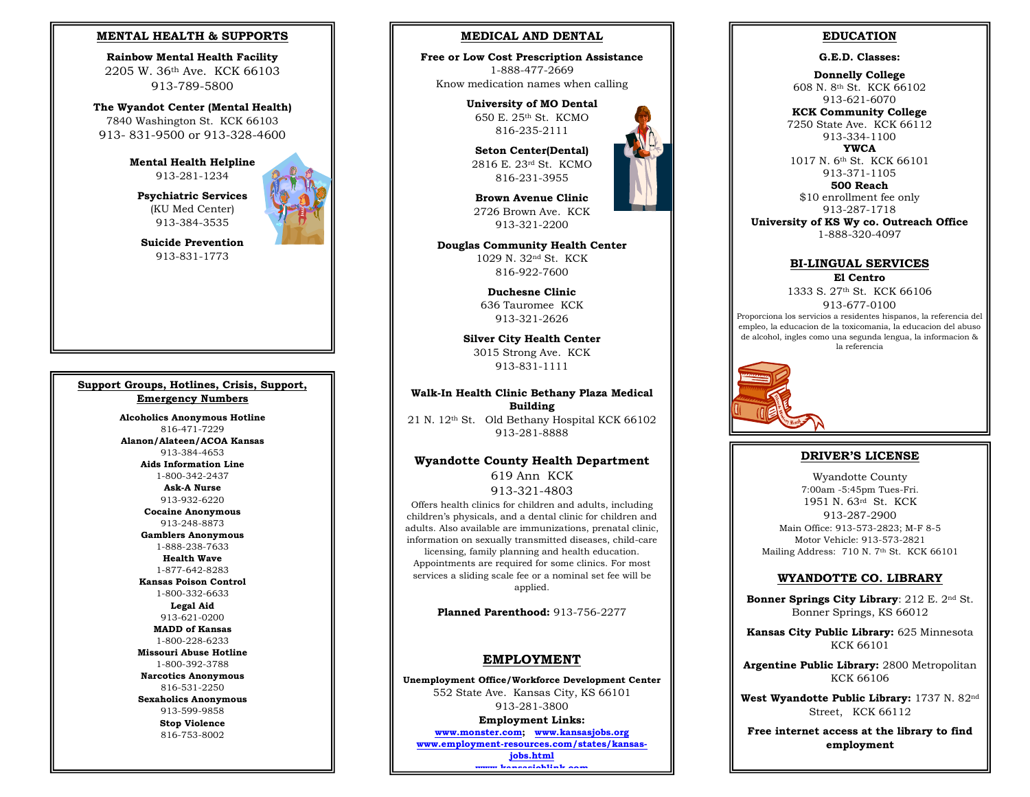## MENTAL HEALTH & SUPPORTS

**Rainbow Mental Health Facility**
2205 W. 36th Ave. KCK 66103
913-789-5800

**The Wyandot Center (Mental Health)**
7840 Washington St. KCK 66103
913- 831-9500 or 913-328-4600

**Mental Health Helpline**
913-281-1234

**Psychiatric Services**
(KU Med Center)
913-384-3535

**Suicide Prevention**
913-831-1773

## Support Groups, Hotlines, Crisis, Support, Emergency Numbers

**Alcoholics Anonymous Hotline**
816-471-7229
**Alanon/Alateen/ACOA Kansas**
913-384-4653
**Aids Information Line**
1-800-342-2437
**Ask-A Nurse**
913-932-6220
**Cocaine Anonymous**
913-248-8873
**Gamblers Anonymous**
1-888-238-7633
**Health Wave**
1-877-642-8283
**Kansas Poison Control**
1-800-332-6633
**Legal Aid**
913-621-0200
**MADD of Kansas**
1-800-228-6233
**Missouri Abuse Hotline**
1-800-392-3788
**Narcotics Anonymous**
816-531-2250
**Sexaholics Anonymous**
913-599-9858
**Stop Violence**
816-753-8002

## MEDICAL AND DENTAL

**Free or Low Cost Prescription Assistance**
1-888-477-2669
Know medication names when calling

**University of MO Dental**
650 E. 25th St. KCMO
816-235-2111

**Seton Center(Dental)**
2816 E. 23rd St. KCMO
816-231-3955

**Brown Avenue Clinic**
2726 Brown Ave. KCK
913-321-2200

**Douglas Community Health Center**
1029 N. 32nd St. KCK
816-922-7600

**Duchesne Clinic**
636 Tauromee KCK
913-321-2626

**Silver City Health Center**
3015 Strong Ave. KCK
913-831-1111

**Walk-In Health Clinic Bethany Plaza Medical Building**
21 N. 12th St. Old Bethany Hospital KCK 66102
913-281-8888

**Wyandotte County Health Department**
619 Ann KCK
913-321-4803

Offers health clinics for children and adults, including children's physicals, and a dental clinic for children and adults. Also available are immunizations, prenatal clinic, information on sexually transmitted diseases, child-care licensing, family planning and health education. Appointments are required for some clinics. For most services a sliding scale fee or a nominal set fee will be applied.

**Planned Parenthood:** 913-756-2277

## EMPLOYMENT

**Unemployment Office/Workforce Development Center**
552 State Ave. Kansas City, KS 66101
913-281-3800

**Employment Links:**
www.monster.com; www.kansasjobs.org
www.employment-resources.com/states/kansas-jobs.html
www.kansasjoblink.com

## EDUCATION

**G.E.D. Classes:**

**Donnelly College**
608 N. 8th St. KCK 66102
913-621-6070
**KCK Community College**
7250 State Ave. KCK 66112
913-334-1100
**YWCA**
1017 N. 6th St. KCK 66101
913-371-1105
**500 Reach**
$10 enrollment fee only
913-287-1718
**University of KS Wy co. Outreach Office**
1-888-320-4097

## BI-LINGUAL SERVICES

**El Centro**
1333 S. 27th St. KCK 66106
913-677-0100

Proporciona los servicios a residentes hispanos, la referencia del empleo, la educacion de la toxicomania, la educacion del abuso de alcohol, ingles como una segunda lengua, la informacion & la referencia

## DRIVER'S LICENSE

Wyandotte County
7:00am -5:45pm Tues-Fri.
1951 N. 63rd St. KCK
913-287-2900
Main Office: 913-573-2823; M-F 8-5
Motor Vehicle: 913-573-2821
Mailing Address: 710 N. 7th St. KCK 66101

## WYANDOTTE CO. LIBRARY

**Bonner Springs City Library**: 212 E. 2nd St. Bonner Springs, KS 66012

**Kansas City Public Library:** 625 Minnesota KCK 66101

**Argentine Public Library:** 2800 Metropolitan KCK 66106

**West Wyandotte Public Library:** 1737 N. 82nd Street, KCK 66112

**Free internet access at the library to find employment**